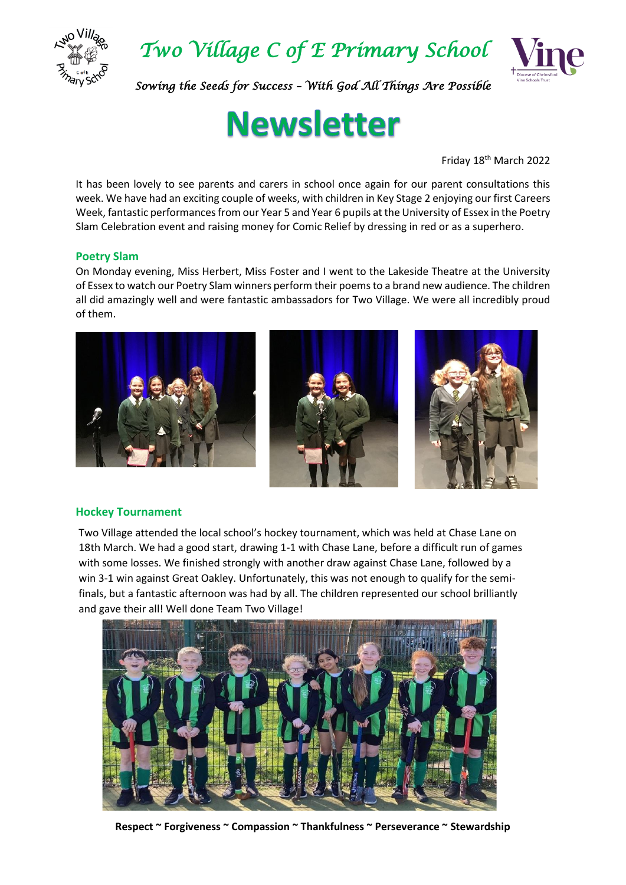# Two Village C of E Primary School

*Sowing the Seeds for Success – With God All Things Are Possible*

# Newsletter

Friday 18th March 2022

It has been lovely to see parents and carers in school once again for our parent consultations this week. We have had an exciting couple of weeks, with children in Key Stage 2 enjoying our first Careers Week, fantastic performances from our Year 5 and Year 6 pupils at the University of Essex in the Poetry Slam Celebration event and raising money for Comic Relief by dressing in red or as a superhero.

## Poetry Slam

On Monday evening, Miss Herbert, Miss Foster and I went to the Lakeside Theatre at the University of Essex to watch our Poetry Slam winners perform their poems to a brand new audience. The children all did amazingly well and were fantastic ambassadors for Two Village. We were all incredibly proud of them.

## Hockey Tournament

Two Village attended the local school's hockey tournament, which was held at Chase Lane on 18th March. We had a good start, drawing 1-1 with Chase Lane, before a difficult run of games with some losses. We finished strongly with another draw against Chase Lane, followed by a win 3-1 win against Great Oakley. Unfortunately, this was not enough to qualify for the semi-finals, but a fantastic afternoon was had by all. The children represented our school brilliantly and gave their all! Well done Team Two Village!

**Respect ~ Forgiveness ~ Compassion ~ Thankfulness ~ Perseverance ~ Stewardship**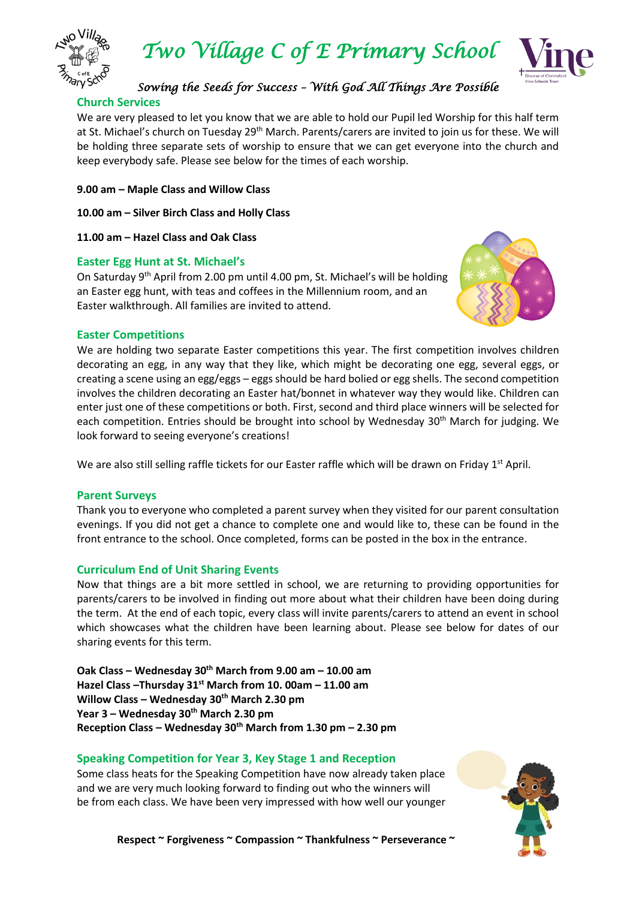## Church Services

We are very pleased to let you know that we are able to hold our Pupil led Worship for this half term at St. Michael's church on Tuesday 29th March. Parents/carers are invited to join us for these. We will be holding three separate sets of worship to ensure that we can get everyone into the church and keep everybody safe. Please see below for the times of each worship.

**9.00 am – Maple Class and Willow Class**

**10.00 am – Silver Birch Class and Holly Class**

**11.00 am – Hazel Class and Oak Class**

## Easter Egg Hunt at St. Michael's

On Saturday 9th April from 2.00 pm until 4.00 pm, St. Michael's will be holding an Easter egg hunt, with teas and coffees in the Millennium room, and an Easter walkthrough. All families are invited to attend.

## Easter Competitions

We are holding two separate Easter competitions this year. The first competition involves children decorating an egg, in any way that they like, which might be decorating one egg, several eggs, or creating a scene using an egg/eggs – eggs should be hard bolied or egg shells. The second competition involves the children decorating an Easter hat/bonnet in whatever way they would like. Children can enter just one of these competitions or both. First, second and third place winners will be selected for each competition. Entries should be brought into school by Wednesday 30th March for judging. We look forward to seeing everyone's creations!

We are also still selling raffle tickets for our Easter raffle which will be drawn on Friday 1st April.

## Parent Surveys

Thank you to everyone who completed a parent survey when they visited for our parent consultation evenings. If you did not get a chance to complete one and would like to, these can be found in the front entrance to the school. Once completed, forms can be posted in the box in the entrance.

## Curriculum End of Unit Sharing Events

Now that things are a bit more settled in school, we are returning to providing opportunities for parents/carers to be involved in finding out more about what their children have been doing during the term. At the end of each topic, every class will invite parents/carers to attend an event in school which showcases what the children have been learning about. Please see below for dates of our sharing events for this term.

**Oak Class – Wednesday 30th March from 9.00 am – 10.00 am**
**Hazel Class –Thursday 31st March from 10. 00am – 11.00 am**
**Willow Class – Wednesday 30th March 2.30 pm**
**Year 3 – Wednesday 30th March 2.30 pm**
**Reception Class – Wednesday 30th March from 1.30 pm – 2.30 pm**

## Speaking Competition for Year 3, Key Stage 1 and Reception

Some class heats for the Speaking Competition have now already taken place and we are very much looking forward to finding out who the winners will be from each class. We have been very impressed with how well our younger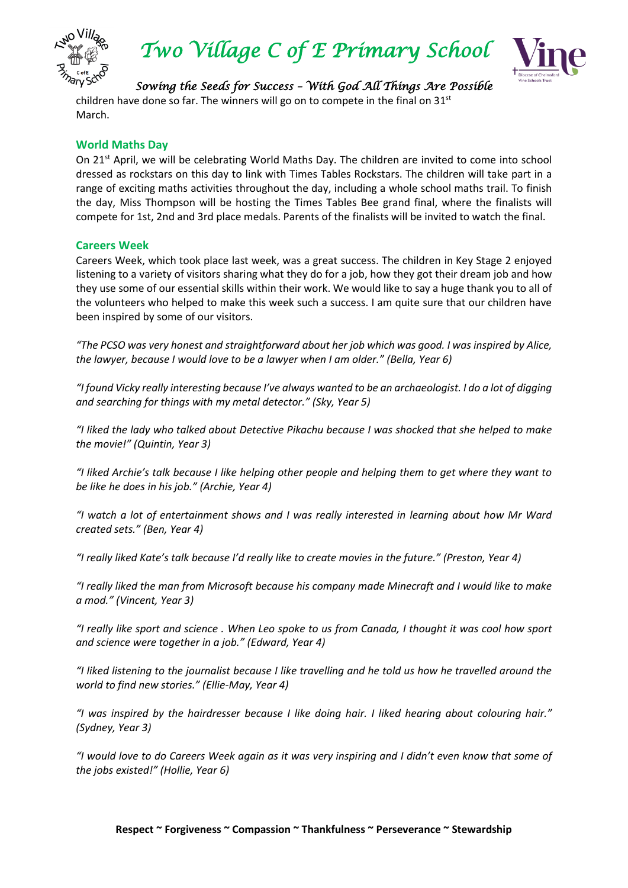children have done so far. The winners will go on to compete in the final on 31st March.

## World Maths Day

On 21st April, we will be celebrating World Maths Day. The children are invited to come into school dressed as rockstars on this day to link with Times Tables Rockstars. The children will take part in a range of exciting maths activities throughout the day, including a whole school maths trail. To finish the day, Miss Thompson will be hosting the Times Tables Bee grand final, where the finalists will compete for 1st, 2nd and 3rd place medals. Parents of the finalists will be invited to watch the final.

## Careers Week

Careers Week, which took place last week, was a great success. The children in Key Stage 2 enjoyed listening to a variety of visitors sharing what they do for a job, how they got their dream job and how they use some of our essential skills within their work. We would like to say a huge thank you to all of the volunteers who helped to make this week such a success. I am quite sure that our children have been inspired by some of our visitors.

*"The PCSO was very honest and straightforward about her job which was good. I was inspired by Alice, the lawyer, because I would love to be a lawyer when I am older." (Bella, Year 6)*

*"I found Vicky really interesting because I've always wanted to be an archaeologist. I do a lot of digging and searching for things with my metal detector." (Sky, Year 5)*

*"I liked the lady who talked about Detective Pikachu because I was shocked that she helped to make the movie!" (Quintin, Year 3)*

*"I liked Archie's talk because I like helping other people and helping them to get where they want to be like he does in his job." (Archie, Year 4)*

*"I watch a lot of entertainment shows and I was really interested in learning about how Mr Ward created sets." (Ben, Year 4)*

*"I really liked Kate's talk because I'd really like to create movies in the future." (Preston, Year 4)*

*"I really liked the man from Microsoft because his company made Minecraft and I would like to make a mod." (Vincent, Year 3)*

*"I really like sport and science . When Leo spoke to us from Canada, I thought it was cool how sport and science were together in a job." (Edward, Year 4)*

*"I liked listening to the journalist because I like travelling and he told us how he travelled around the world to find new stories." (Ellie-May, Year 4)*

*"I was inspired by the hairdresser because I like doing hair. I liked hearing about colouring hair." (Sydney, Year 3)*

*"I would love to do Careers Week again as it was very inspiring and I didn't even know that some of the jobs existed!" (Hollie, Year 6)*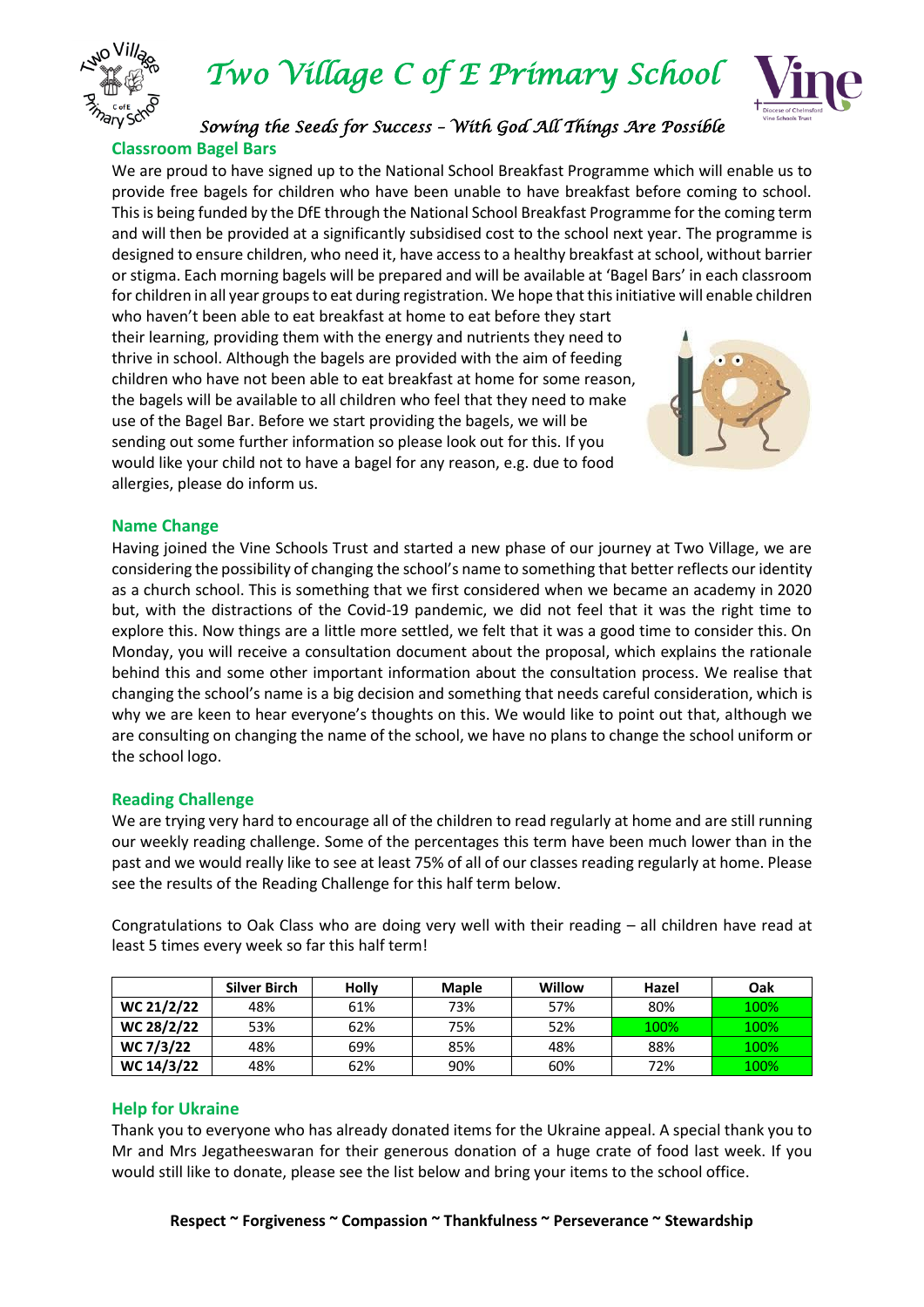# Two Village C of E Primary School

*Sowing the Seeds for Success – With God All Things Are Possible*

## Classroom Bagel Bars

We are proud to have signed up to the National School Breakfast Programme which will enable us to provide free bagels for children who have been unable to have breakfast before coming to school. This is being funded by the DfE through the National School Breakfast Programme for the coming term and will then be provided at a significantly subsidised cost to the school next year. The programme is designed to ensure children, who need it, have access to a healthy breakfast at school, without barrier or stigma. Each morning bagels will be prepared and will be available at 'Bagel Bars' in each classroom for children in all year groups to eat during registration. We hope that this initiative will enable children who haven't been able to eat breakfast at home to eat before they start their learning, providing them with the energy and nutrients they need to thrive in school. Although the bagels are provided with the aim of feeding children who have not been able to eat breakfast at home for some reason, the bagels will be available to all children who feel that they need to make use of the Bagel Bar. Before we start providing the bagels, we will be sending out some further information so please look out for this. If you would like your child not to have a bagel for any reason, e.g. due to food allergies, please do inform us.

## Name Change

Having joined the Vine Schools Trust and started a new phase of our journey at Two Village, we are considering the possibility of changing the school's name to something that better reflects our identity as a church school. This is something that we first considered when we became an academy in 2020 but, with the distractions of the Covid-19 pandemic, we did not feel that it was the right time to explore this. Now things are a little more settled, we felt that it was a good time to consider this. On Monday, you will receive a consultation document about the proposal, which explains the rationale behind this and some other important information about the consultation process. We realise that changing the school's name is a big decision and something that needs careful consideration, which is why we are keen to hear everyone's thoughts on this. We would like to point out that, although we are consulting on changing the name of the school, we have no plans to change the school uniform or the school logo.

## Reading Challenge

We are trying very hard to encourage all of the children to read regularly at home and are still running our weekly reading challenge. Some of the percentages this term have been much lower than in the past and we would really like to see at least 75% of all of our classes reading regularly at home. Please see the results of the Reading Challenge for this half term below.

Congratulations to Oak Class who are doing very well with their reading – all children have read at least 5 times every week so far this half term!

| | Silver Birch | Holly | Maple | Willow | Hazel | Oak |
|---|---|---|---|---|---|---|
| WC 21/2/22 | 48% | 61% | 73% | 57% | 80% | 100% |
| WC 28/2/22 | 53% | 62% | 75% | 52% | 100% | 100% |
| WC 7/3/22 | 48% | 69% | 85% | 48% | 88% | 100% |
| WC 14/3/22 | 48% | 62% | 90% | 60% | 72% | 100% |

## Help for Ukraine

Thank you to everyone who has already donated items for the Ukraine appeal. A special thank you to Mr and Mrs Jegatheeswaran for their generous donation of a huge crate of food last week. If you would still like to donate, please see the list below and bring your items to the school office.

**Respect ~ Forgiveness ~ Compassion ~ Thankfulness ~ Perseverance ~ Stewardship**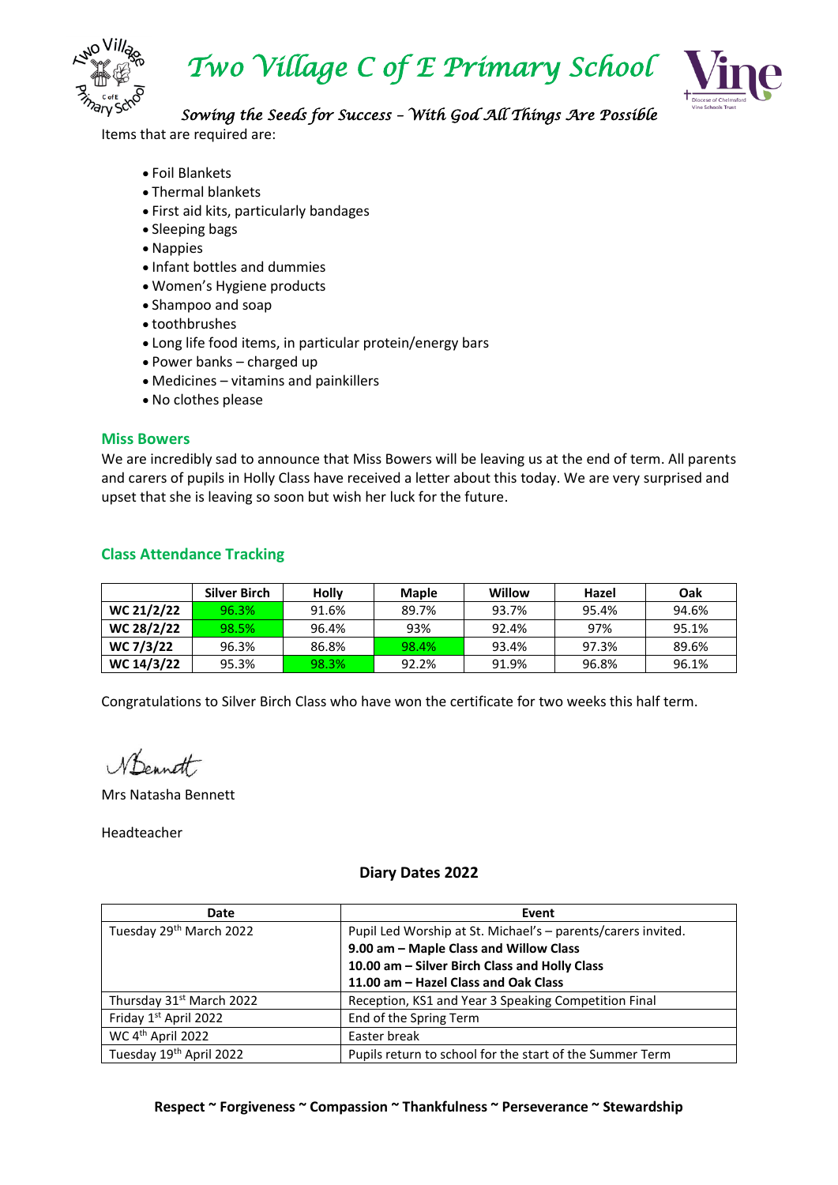Items that are required are:

- Foil Blankets
- Thermal blankets
- First aid kits, particularly bandages
- Sleeping bags
- Nappies
- Infant bottles and dummies
- Women's Hygiene products
- Shampoo and soap
- toothbrushes
- Long life food items, in particular protein/energy bars
- Power banks – charged up
- Medicines – vitamins and painkillers
- No clothes please

## Miss Bowers

We are incredibly sad to announce that Miss Bowers will be leaving us at the end of term. All parents and carers of pupils in Holly Class have received a letter about this today. We are very surprised and upset that she is leaving so soon but wish her luck for the future.

## Class Attendance Tracking

| | Silver Birch | Holly | Maple | Willow | Hazel | Oak |
|---|---|---|---|---|---|---|
| **WC 21/2/22** | 96.3% | 91.6% | 89.7% | 93.7% | 95.4% | 94.6% |
| **WC 28/2/22** | 98.5% | 96.4% | 93% | 92.4% | 97% | 95.1% |
| **WC 7/3/22** | 96.3% | 86.8% | 98.4% | 93.4% | 97.3% | 89.6% |
| **WC 14/3/22** | 95.3% | 98.3% | 92.2% | 91.9% | 96.8% | 96.1% |

Congratulations to Silver Birch Class who have won the certificate for two weeks this half term.

N Bennett

Mrs Natasha Bennett

Headteacher

### Diary Dates 2022

| Date | Event |
|---|---|
| Tuesday 29th March 2022 | Pupil Led Worship at St. Michael's – parents/carers invited.<br>**9.00 am – Maple Class and Willow Class**<br>**10.00 am – Silver Birch Class and Holly Class**<br>**11.00 am – Hazel Class and Oak Class** |
| Thursday 31st March 2022 | Reception, KS1 and Year 3 Speaking Competition Final |
| Friday 1st April 2022 | End of the Spring Term |
| WC 4th April 2022 | Easter break |
| Tuesday 19th April 2022 | Pupils return to school for the start of the Summer Term |

**Respect ~ Forgiveness ~ Compassion ~ Thankfulness ~ Perseverance ~ Stewardship**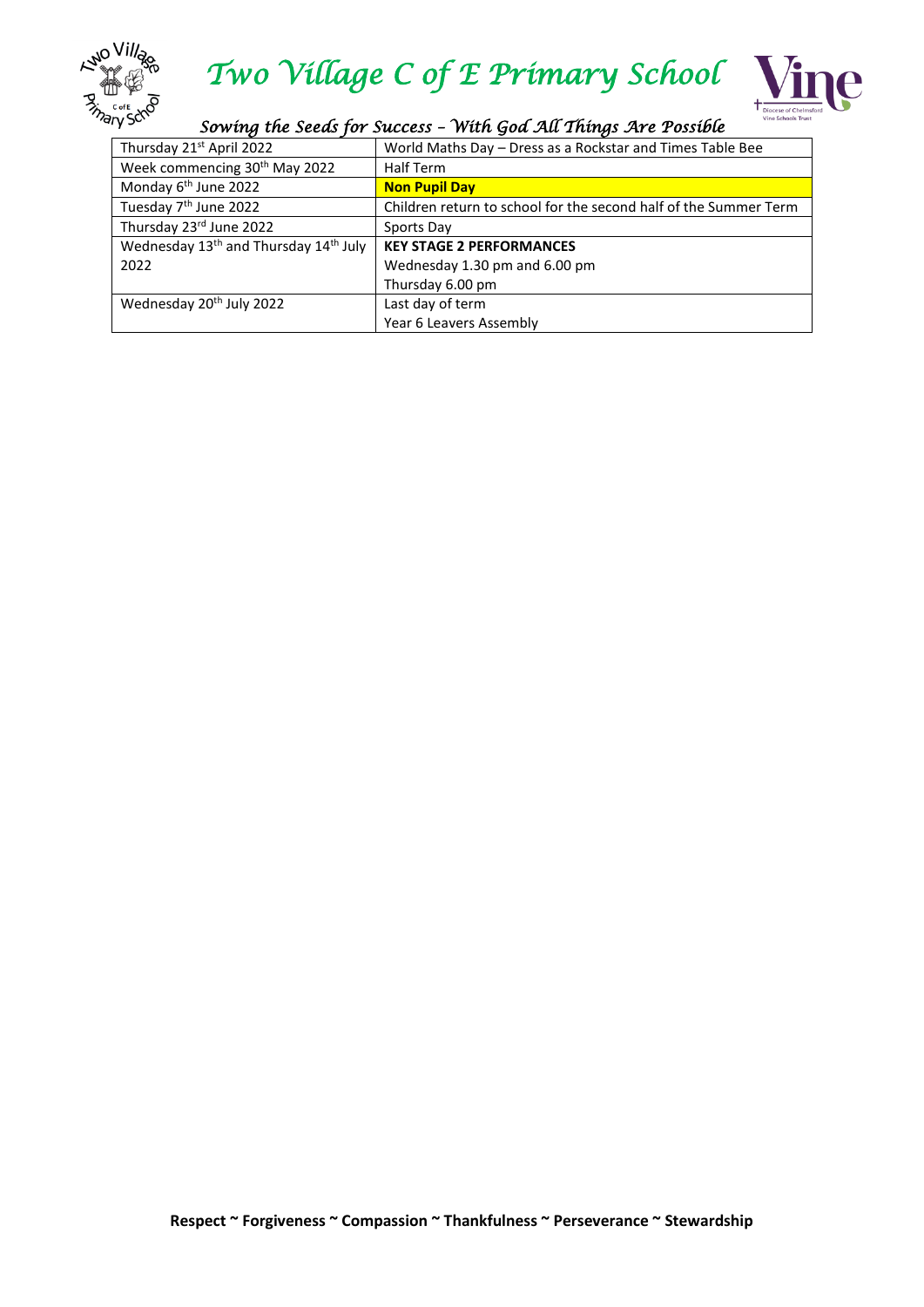| | |
|---|---|
| Thursday 21st April 2022 | World Maths Day – Dress as a Rockstar and Times Table Bee |
| Week commencing 30th May 2022 | Half Term |
| Monday 6th June 2022 | **Non Pupil Day** |
| Tuesday 7th June 2022 | Children return to school for the second half of the Summer Term |
| Thursday 23rd June 2022 | Sports Day |
| Wednesday 13th and Thursday 14th July 2022 | **KEY STAGE 2 PERFORMANCES**<br>Wednesday 1.30 pm and 6.00 pm<br>Thursday 6.00 pm |
| Wednesday 20th July 2022 | Last day of term<br>Year 6 Leavers Assembly |